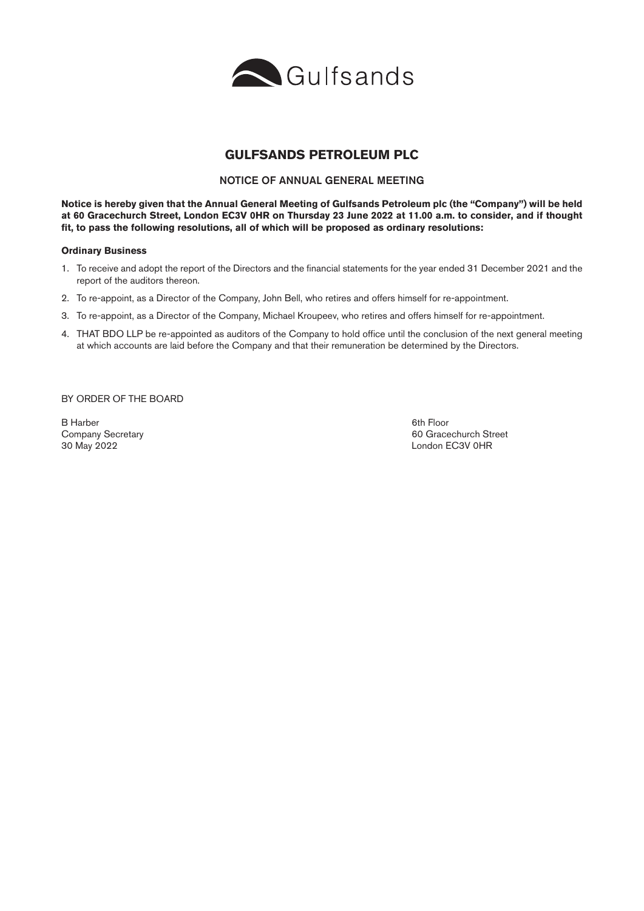Gulfsands

# GULFSANDS PETROLEUM PLC

## NOTICE OF ANNUAL GENERAL MEETING

**Notice is hereby given that the Annual General Meeting of Gulfsands Petroleum plc (the "Company") will be held at 60 Gracechurch Street, London EC3V 0HR on Thursday 23 June 2022 at 11.00 a.m. to consider, and if thought fit, to pass the following resolutions, all of which will be proposed as ordinary resolutions:**

### Ordinary Business

1. To receive and adopt the report of the Directors and the financial statements for the year ended 31 December 2021 and the report of the auditors thereon.
2. To re-appoint, as a Director of the Company, John Bell, who retires and offers himself for re-appointment.
3. To re-appoint, as a Director of the Company, Michael Kroupeev, who retires and offers himself for re-appointment.
4. THAT BDO LLP be re-appointed as auditors of the Company to hold office until the conclusion of the next general meeting at which accounts are laid before the Company and that their remuneration be determined by the Directors.

BY ORDER OF THE BOARD

B Harber
Company Secretary
30 May 2022

6th Floor
60 Gracechurch Street
London EC3V 0HR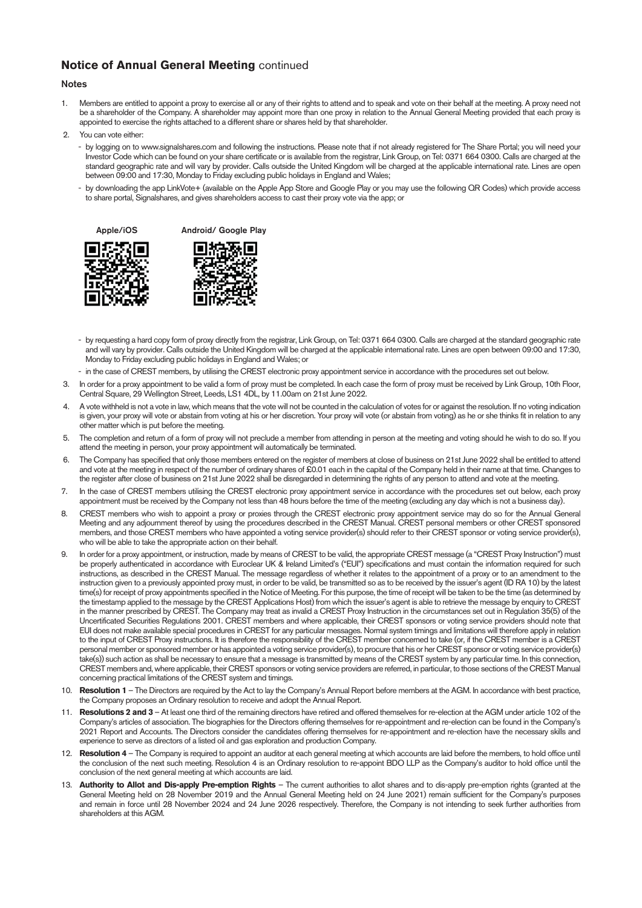## Notice of Annual General Meeting continued

### Notes

1. Members are entitled to appoint a proxy to exercise all or any of their rights to attend and to speak and vote on their behalf at the meeting. A proxy need not be a shareholder of the Company. A shareholder may appoint more than one proxy in relation to the Annual General Meeting provided that each proxy is appointed to exercise the rights attached to a different share or shares held by that shareholder.

2. You can vote either:

   - by logging on to www.signalshares.com and following the instructions. Please note that if not already registered for The Share Portal; you will need your Investor Code which can be found on your share certificate or is available from the registrar, Link Group, on Tel: 0371 664 0300. Calls are charged at the standard geographic rate and will vary by provider. Calls outside the United Kingdom will be charged at the applicable international rate. Lines are open between 09:00 and 17:30, Monday to Friday excluding public holidays in England and Wales;
   - by downloading the app LinkVote+ (available on the Apple App Store and Google Play or you may use the following QR Codes) which provide access to share portal, Signalshares, and gives shareholders access to cast their proxy vote via the app; or

   Apple/iOS

   Android/ Google Play

   - by requesting a hard copy form of proxy directly from the registrar, Link Group, on Tel: 0371 664 0300. Calls are charged at the standard geographic rate and will vary by provider. Calls outside the United Kingdom will be charged at the applicable international rate. Lines are open between 09:00 and 17:30, Monday to Friday excluding public holidays in England and Wales; or
   - in the case of CREST members, by utilising the CREST electronic proxy appointment service in accordance with the procedures set out below.

3. In order for a proxy appointment to be valid a form of proxy must be completed. In each case the form of proxy must be received by Link Group, 10th Floor, Central Square, 29 Wellington Street, Leeds, LS1 4DL, by 11.00am on 21st June 2022.

4. A vote withheld is not a vote in law, which means that the vote will not be counted in the calculation of votes for or against the resolution. If no voting indication is given, your proxy will vote or abstain from voting at his or her discretion. Your proxy will vote (or abstain from voting) as he or she thinks fit in relation to any other matter which is put before the meeting.

5. The completion and return of a form of proxy will not preclude a member from attending in person at the meeting and voting should he wish to do so. If you attend the meeting in person, your proxy appointment will automatically be terminated.

6. The Company has specified that only those members entered on the register of members at close of business on 21st June 2022 shall be entitled to attend and vote at the meeting in respect of the number of ordinary shares of £0.01 each in the capital of the Company held in their name at that time. Changes to the register after close of business on 21st June 2022 shall be disregarded in determining the rights of any person to attend and vote at the meeting.

7. In the case of CREST members utilising the CREST electronic proxy appointment service in accordance with the procedures set out below, each proxy appointment must be received by the Company not less than 48 hours before the time of the meeting (excluding any day which is not a business day).

8. CREST members who wish to appoint a proxy or proxies through the CREST electronic proxy appointment service may do so for the Annual General Meeting and any adjournment thereof by using the procedures described in the CREST Manual. CREST personal members or other CREST sponsored members, and those CREST members who have appointed a voting service provider(s) should refer to their CREST sponsor or voting service provider(s), who will be able to take the appropriate action on their behalf.

9. In order for a proxy appointment, or instruction, made by means of CREST to be valid, the appropriate CREST message (a "CREST Proxy Instruction") must be properly authenticated in accordance with Euroclear UK & Ireland Limited's ("EUI") specifications and must contain the information required for such instructions, as described in the CREST Manual. The message regardless of whether it relates to the appointment of a proxy or to an amendment to the instruction given to a previously appointed proxy must, in order to be valid, be transmitted so as to be received by the issuer's agent (ID RA 10) by the latest time(s) for receipt of proxy appointments specified in the Notice of Meeting. For this purpose, the time of receipt will be taken to be the time (as determined by the timestamp applied to the message by the CREST Applications Host) from which the issuer's agent is able to retrieve the message by enquiry to CREST in the manner prescribed by CREST. The Company may treat as invalid a CREST Proxy Instruction in the circumstances set out in Regulation 35(5) of the Uncertificated Securities Regulations 2001. CREST members and where applicable, their CREST sponsors or voting service providers should note that EUI does not make available special procedures in CREST for any particular messages. Normal system timings and limitations will therefore apply in relation to the input of CREST Proxy instructions. It is therefore the responsibility of the CREST member concerned to take (or, if the CREST member is a CREST personal member or sponsored member or has appointed a voting service provider(s), to procure that his or her CREST sponsor or voting service provider(s) take(s)) such action as shall be necessary to ensure that a message is transmitted by means of the CREST system by any particular time. In this connection, CREST members and, where applicable, their CREST sponsors or voting service providers are referred, in particular, to those sections of the CREST Manual concerning practical limitations of the CREST system and timings.

10. **Resolution 1** – The Directors are required by the Act to lay the Company's Annual Report before members at the AGM. In accordance with best practice, the Company proposes an Ordinary resolution to receive and adopt the Annual Report.

11. **Resolutions 2 and 3** – At least one third of the remaining directors have retired and offered themselves for re-election at the AGM under article 102 of the Company's articles of association. The biographies for the Directors offering themselves for re-appointment and re-election can be found in the Company's 2021 Report and Accounts. The Directors consider the candidates offering themselves for re-appointment and re-election have the necessary skills and experience to serve as directors of a listed oil and gas exploration and production Company.

12. **Resolution 4** – The Company is required to appoint an auditor at each general meeting at which accounts are laid before the members, to hold office until the conclusion of the next such meeting. Resolution 4 is an Ordinary resolution to re-appoint BDO LLP as the Company's auditor to hold office until the conclusion of the next general meeting at which accounts are laid.

13. **Authority to Allot and Dis-apply Pre-emption Rights** – The current authorities to allot shares and to dis-apply pre-emption rights (granted at the General Meeting held on 28 November 2019 and the Annual General Meeting held on 24 June 2021) remain sufficient for the Company's purposes and remain in force until 28 November 2024 and 24 June 2026 respectively. Therefore, the Company is not intending to seek further authorities from shareholders at this AGM.